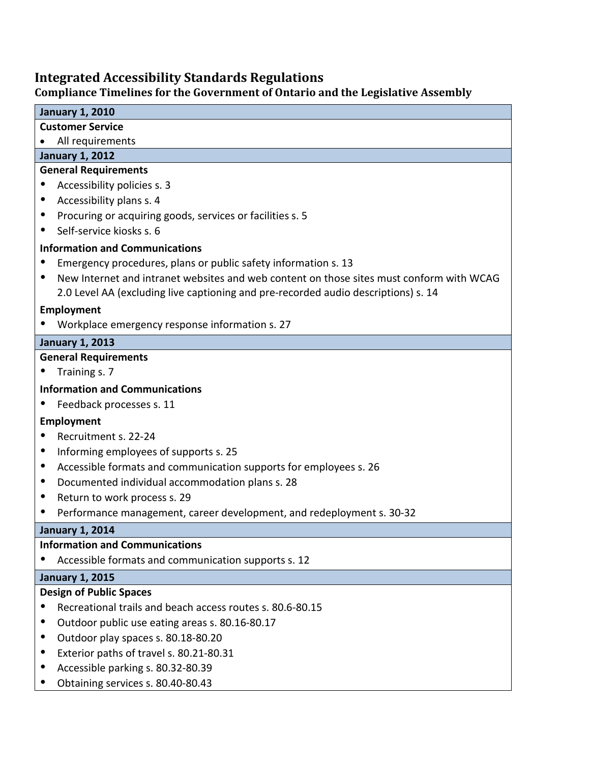# Integrated Accessibility Standards Regulations

## Compliance Timelines for the Government of Ontario and the Legislative Assembly

### January 1, 2010

**Customer Service**

- All requirements

### January 1, 2012

**General Requirements**

- Accessibility policies s. 3
- Accessibility plans s. 4
- Procuring or acquiring goods, services or facilities s. 5
- Self-service kiosks s. 6

**Information and Communications**

- Emergency procedures, plans or public safety information s. 13
- New Internet and intranet websites and web content on those sites must conform with WCAG 2.0 Level AA (excluding live captioning and pre-recorded audio descriptions) s. 14

**Employment**

- Workplace emergency response information s. 27

### January 1, 2013

**General Requirements**

- Training s. 7

**Information and Communications**

- Feedback processes s. 11

**Employment**

- Recruitment s. 22-24
- Informing employees of supports s. 25
- Accessible formats and communication supports for employees s. 26
- Documented individual accommodation plans s. 28
- Return to work process s. 29
- Performance management, career development, and redeployment s. 30-32

### January 1, 2014

**Information and Communications**

- Accessible formats and communication supports s. 12

### January 1, 2015

**Design of Public Spaces**

- Recreational trails and beach access routes s. 80.6-80.15
- Outdoor public use eating areas s. 80.16-80.17
- Outdoor play spaces s. 80.18-80.20
- Exterior paths of travel s. 80.21-80.31
- Accessible parking s. 80.32-80.39
- Obtaining services s. 80.40-80.43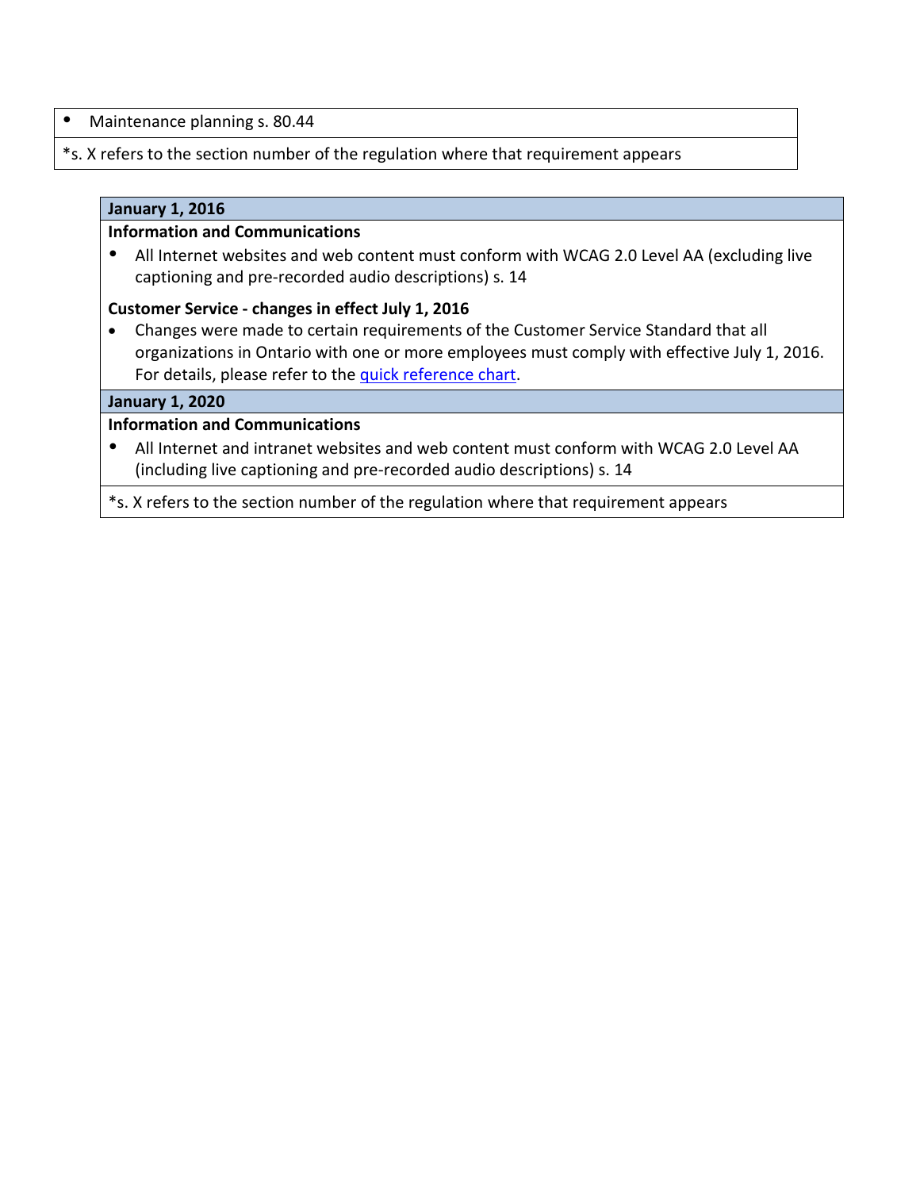| |
|---|
| • Maintenance planning s. 80.44 |
| *s. X refers to the section number of the regulation where that requirement appears |

| **January 1, 2016** |
|---|
| **Information and Communications**<br>• All Internet websites and web content must conform with WCAG 2.0 Level AA (excluding live captioning and pre-recorded audio descriptions) s. 14<br>**Customer Service - changes in effect July 1, 2016**<br>• Changes were made to certain requirements of the Customer Service Standard that all organizations in Ontario with one or more employees must comply with effective July 1, 2016. For details, please refer to the quick reference chart. |
| **January 1, 2020** |
| **Information and Communications**<br>• All Internet and intranet websites and web content must conform with WCAG 2.0 Level AA (including live captioning and pre-recorded audio descriptions) s. 14 |
| *s. X refers to the section number of the regulation where that requirement appears |